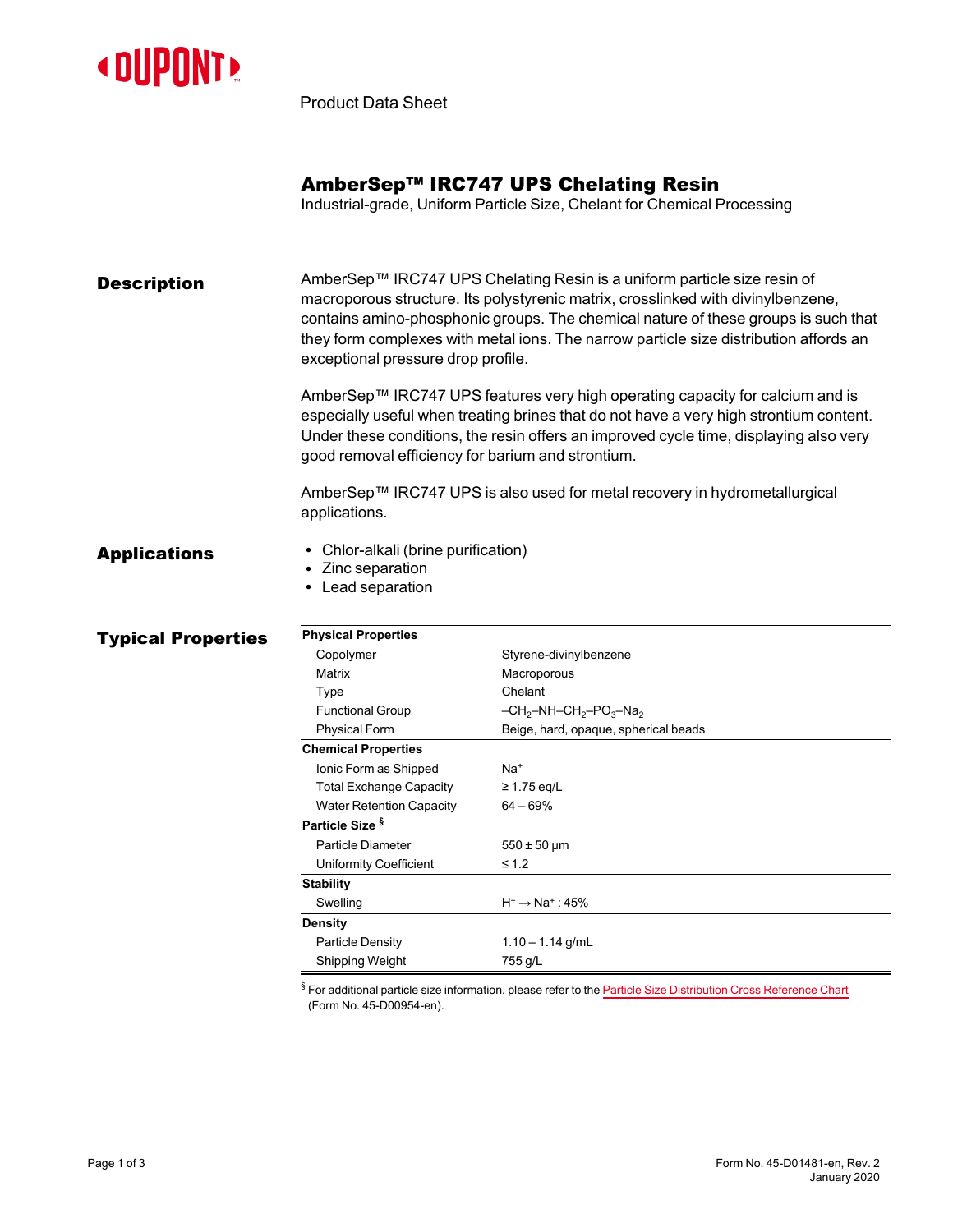Product Data Sheet

# AmberSep™ IRC747 UPS Chelating Resin

Industrial-grade, Uniform Particle Size, Chelant for Chemical Processing

## Description

AmberSep™ IRC747 UPS Chelating Resin is a uniform particle size resin of macroporous structure. Its polystyrenic matrix, crosslinked with divinylbenzene, contains amino-phosphonic groups. The chemical nature of these groups is such that they form complexes with metal ions. The narrow particle size distribution affords an exceptional pressure drop profile.

AmberSep™ IRC747 UPS features very high operating capacity for calcium and is especially useful when treating brines that do not have a very high strontium content. Under these conditions, the resin offers an improved cycle time, displaying also very good removal efficiency for barium and strontium.

AmberSep™ IRC747 UPS is also used for metal recovery in hydrometallurgical applications.

## Applications

- Chlor-alkali (brine purification)
- Zinc separation
- Lead separation

## Typical Properties

| Property | Value |
|---|---|
| **Physical Properties** | |
| Copolymer | Styrene-divinylbenzene |
| Matrix | Macroporous |
| Type | Chelant |
| Functional Group | $–CH_2–NH–CH_2–PO_3–Na_2$ |
| Physical Form | Beige, hard, opaque, spherical beads |
| **Chemical Properties** | |
| Ionic Form as Shipped | $Na^+$ |
| Total Exchange Capacity | ≥ 1.75 eq/L |
| Water Retention Capacity | 64 – 69% |
| **Particle Size** § | |
| Particle Diameter | 550 ± 50 µm |
| Uniformity Coefficient | ≤ 1.2 |
| **Stability** | |
| Swelling | $H^+ \rightarrow Na^+$ : 45% |
| **Density** | |
| Particle Density | 1.10 – 1.14 g/mL |
| Shipping Weight | 755 g/L |

§ For additional particle size information, please refer to the Particle Size Distribution Cross Reference Chart (Form No. 45-D00954-en).

Form No. 45-D01481-en, Rev. 2
January 2020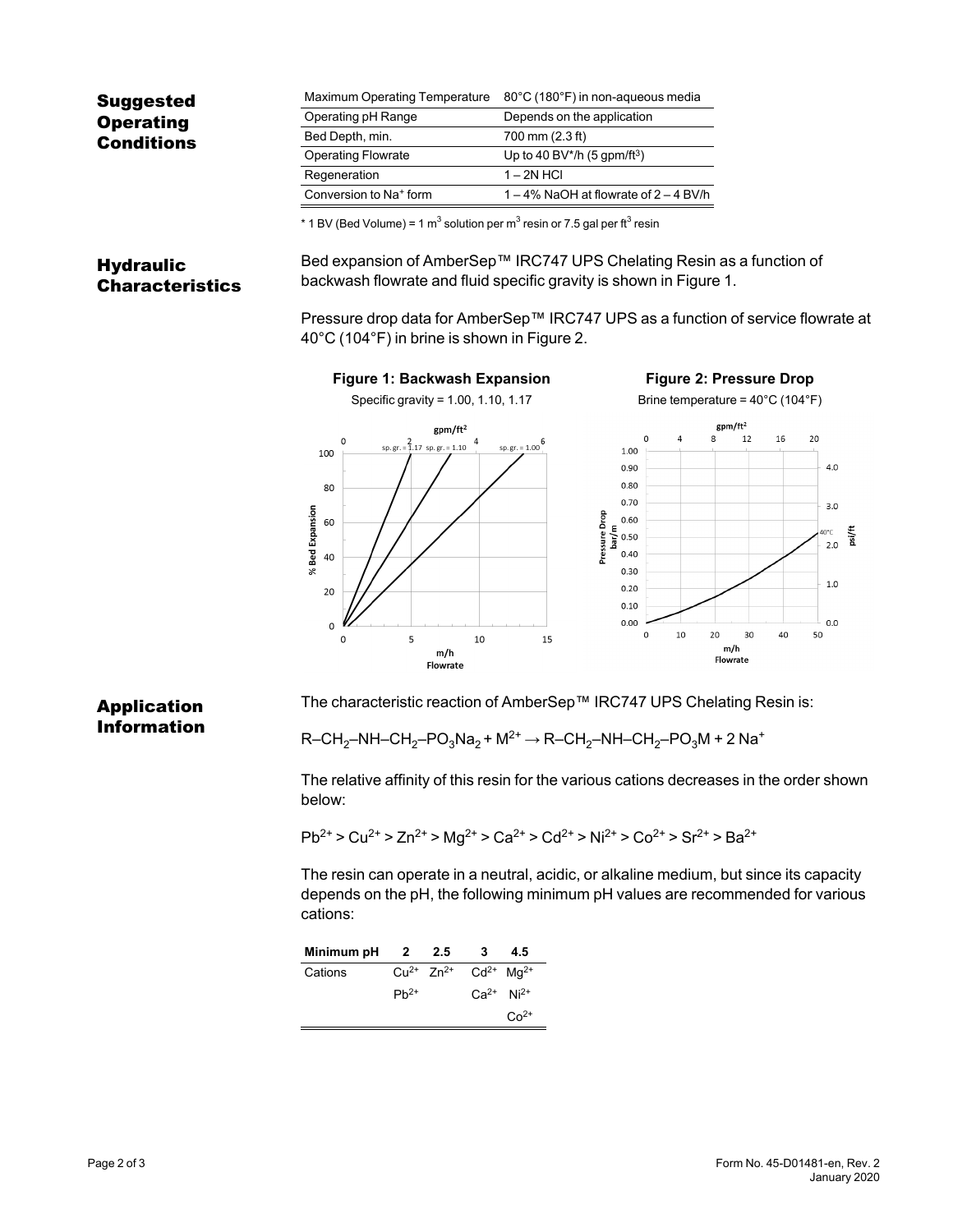## Suggested Operating Conditions

| Parameter | Value |
|---|---|
| Maximum Operating Temperature | 80°C (180°F) in non-aqueous media |
| Operating pH Range | Depends on the application |
| Bed Depth, min. | 700 mm (2.3 ft) |
| Operating Flowrate | Up to 40 BV*/h (5 gpm/ft$^3$) |
| Regeneration | 1 – 2N HCl |
| Conversion to $Na^+$ form | 1 – 4% NaOH at flowrate of 2 – 4 BV/h |

\* 1 BV (Bed Volume) = 1 m$^3$ solution per m$^3$ resin or 7.5 gal per ft$^3$ resin

## Hydraulic Characteristics

Bed expansion of AmberSep™ IRC747 UPS Chelating Resin as a function of backwash flowrate and fluid specific gravity is shown in Figure 1.

Pressure drop data for AmberSep™ IRC747 UPS as a function of service flowrate at 40°C (104°F) in brine is shown in Figure 2.

**Figure 1: Backwash Expansion**

Specific gravity = 1.00, 1.10, 1.17

**Figure 2: Pressure Drop**

Brine temperature = 40°C (104°F)

## Application Information

The characteristic reaction of AmberSep™ IRC747 UPS Chelating Resin is:

$$R–CH_2–NH–CH_2–PO_3Na_2 + M^{2+} \rightarrow R–CH_2–NH–CH_2–PO_3M + 2\ Na^+$$

The relative affinity of this resin for the various cations decreases in the order shown below:

$$Pb^{2+} > Cu^{2+} > Zn^{2+} > Mg^{2+} > Ca^{2+} > Cd^{2+} > Ni^{2+} > Co^{2+} > Sr^{2+} > Ba^{2+}$$

The resin can operate in a neutral, acidic, or alkaline medium, but since its capacity depends on the pH, the following minimum pH values are recommended for various cations:

| Minimum pH | 2 | 2.5 | 3 | 4.5 |
|---|---|---|---|---|
| Cations | $Cu^{2+}$ | $Zn^{2+}$ | $Cd^{2+}$ | $Mg^{2+}$ |
| | $Pb^{2+}$ | | $Ca^{2+}$ | $Ni^{2+}$ |
| | | | | $Co^{2+}$ |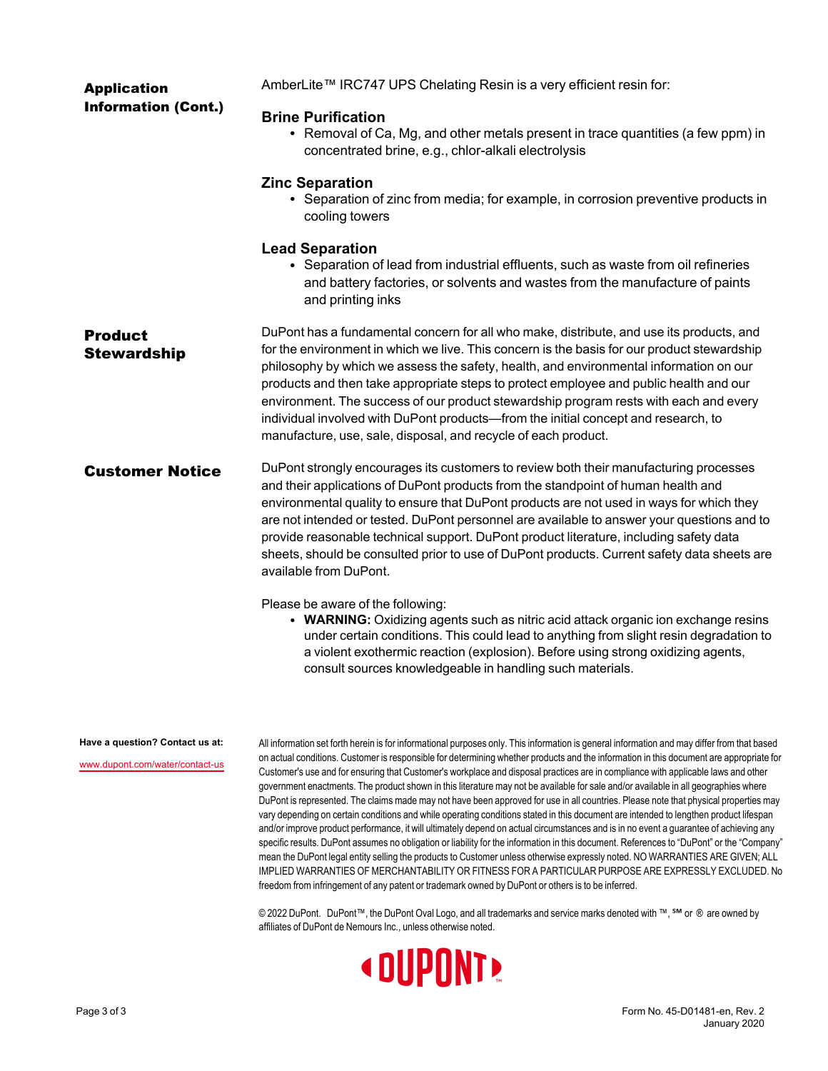## Application Information (Cont.)

AmberLite™ IRC747 UPS Chelating Resin is a very efficient resin for:

### Brine Purification

- Removal of Ca, Mg, and other metals present in trace quantities (a few ppm) in concentrated brine, e.g., chlor-alkali electrolysis

### Zinc Separation

- Separation of zinc from media; for example, in corrosion preventive products in cooling towers

### Lead Separation

- Separation of lead from industrial effluents, such as waste from oil refineries and battery factories, or solvents and wastes from the manufacture of paints and printing inks

## Product Stewardship

DuPont has a fundamental concern for all who make, distribute, and use its products, and for the environment in which we live. This concern is the basis for our product stewardship philosophy by which we assess the safety, health, and environmental information on our products and then take appropriate steps to protect employee and public health and our environment. The success of our product stewardship program rests with each and every individual involved with DuPont products—from the initial concept and research, to manufacture, use, sale, disposal, and recycle of each product.

## Customer Notice

DuPont strongly encourages its customers to review both their manufacturing processes and their applications of DuPont products from the standpoint of human health and environmental quality to ensure that DuPont products are not used in ways for which they are not intended or tested. DuPont personnel are available to answer your questions and to provide reasonable technical support. DuPont product literature, including safety data sheets, should be consulted prior to use of DuPont products. Current safety data sheets are available from DuPont.

Please be aware of the following:

- **WARNING:** Oxidizing agents such as nitric acid attack organic ion exchange resins under certain conditions. This could lead to anything from slight resin degradation to a violent exothermic reaction (explosion). Before using strong oxidizing agents, consult sources knowledgeable in handling such materials.

**Have a question? Contact us at:**

www.dupont.com/water/contact-us

All information set forth herein is for informational purposes only. This information is general information and may differ from that based on actual conditions. Customer is responsible for determining whether products and the information in this document are appropriate for Customer's use and for ensuring that Customer's workplace and disposal practices are in compliance with applicable laws and other government enactments. The product shown in this literature may not be available for sale and/or available in all geographies where DuPont is represented. The claims made may not have been approved for use in all countries. Please note that physical properties may vary depending on certain conditions and while operating conditions stated in this document are intended to lengthen product lifespan and/or improve product performance, it will ultimately depend on actual circumstances and is in no event a guarantee of achieving any specific results. DuPont assumes no obligation or liability for the information in this document. References to "DuPont" or the "Company" mean the DuPont legal entity selling the products to Customer unless otherwise expressly noted. NO WARRANTIES ARE GIVEN; ALL IMPLIED WARRANTIES OF MERCHANTABILITY OR FITNESS FOR A PARTICULAR PURPOSE ARE EXPRESSLY EXCLUDED. No freedom from infringement of any patent or trademark owned by DuPont or others is to be inferred.

© 2022 DuPont. DuPont™, the DuPont Oval Logo, and all trademarks and service marks denoted with ™, ℠ or ® are owned by affiliates of DuPont de Nemours Inc., unless otherwise noted.

DUPONT

Form No. 45-D01481-en, Rev. 2
January 2020